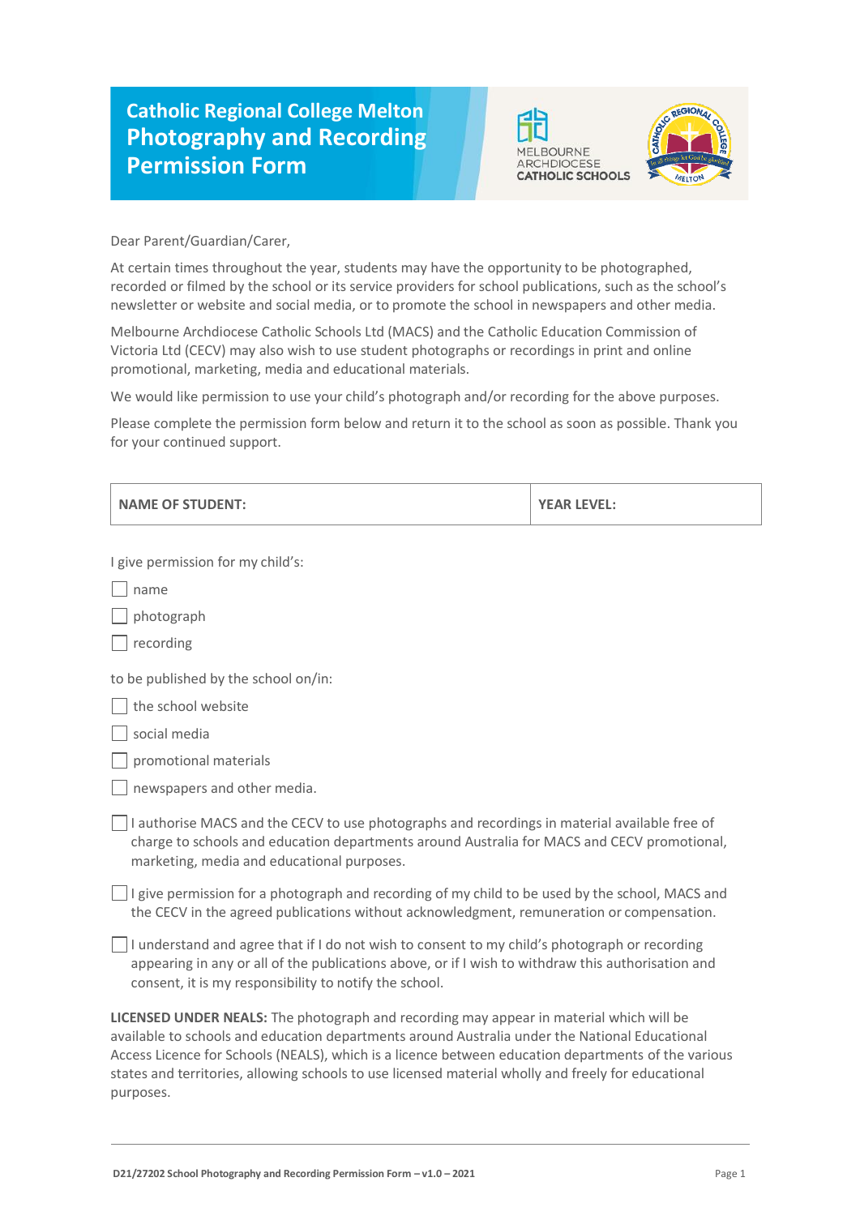# Catholic Regional College Melton Photography and Recording Permission Form

MELBOURNE ARCHDIOCESE CATHOLIC SCHOOLS

Dear Parent/Guardian/Carer,

At certain times throughout the year, students may have the opportunity to be photographed, recorded or filmed by the school or its service providers for school publications, such as the school's newsletter or website and social media, or to promote the school in newspapers and other media.

Melbourne Archdiocese Catholic Schools Ltd (MACS) and the Catholic Education Commission of Victoria Ltd (CECV) may also wish to use student photographs or recordings in print and online promotional, marketing, media and educational materials.

We would like permission to use your child's photograph and/or recording for the above purposes.

Please complete the permission form below and return it to the school as soon as possible. Thank you for your continued support.

| NAME OF STUDENT: | YEAR LEVEL: |
|---|---|

I give permission for my child's:

- ☐ name
- ☐ photograph
- ☐ recording

to be published by the school on/in:

- ☐ the school website
- ☐ social media
- ☐ promotional materials
- ☐ newspapers and other media.

☐ I authorise MACS and the CECV to use photographs and recordings in material available free of charge to schools and education departments around Australia for MACS and CECV promotional, marketing, media and educational purposes.

☐ I give permission for a photograph and recording of my child to be used by the school, MACS and the CECV in the agreed publications without acknowledgment, remuneration or compensation.

☐ I understand and agree that if I do not wish to consent to my child's photograph or recording appearing in any or all of the publications above, or if I wish to withdraw this authorisation and consent, it is my responsibility to notify the school.

**LICENSED UNDER NEALS:** The photograph and recording may appear in material which will be available to schools and education departments around Australia under the National Educational Access Licence for Schools (NEALS), which is a licence between education departments of the various states and territories, allowing schools to use licensed material wholly and freely for educational purposes.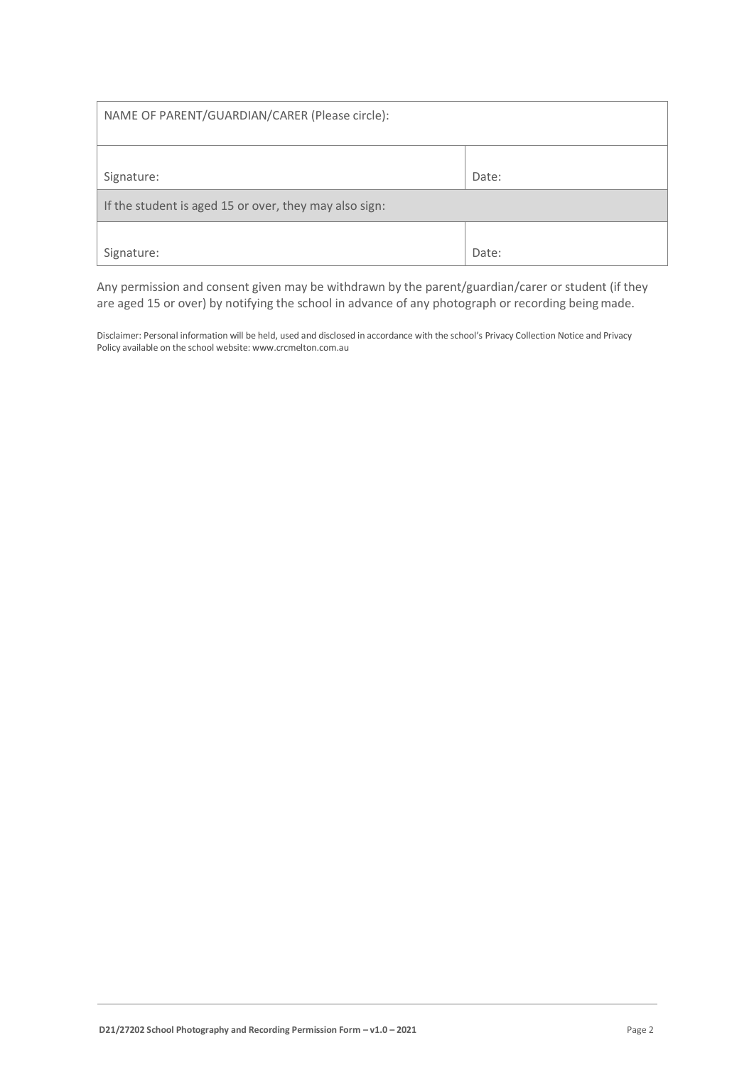| | |
|---|---|
| NAME OF PARENT/GUARDIAN/CARER (Please circle): | |
| Signature: | Date: |
| If the student is aged 15 or over, they may also sign: | |
| Signature: | Date: |

Any permission and consent given may be withdrawn by the parent/guardian/carer or student (if they are aged 15 or over) by notifying the school in advance of any photograph or recording being made.

Disclaimer: Personal information will be held, used and disclosed in accordance with the school's Privacy Collection Notice and Privacy Policy available on the school website: www.crcmelton.com.au